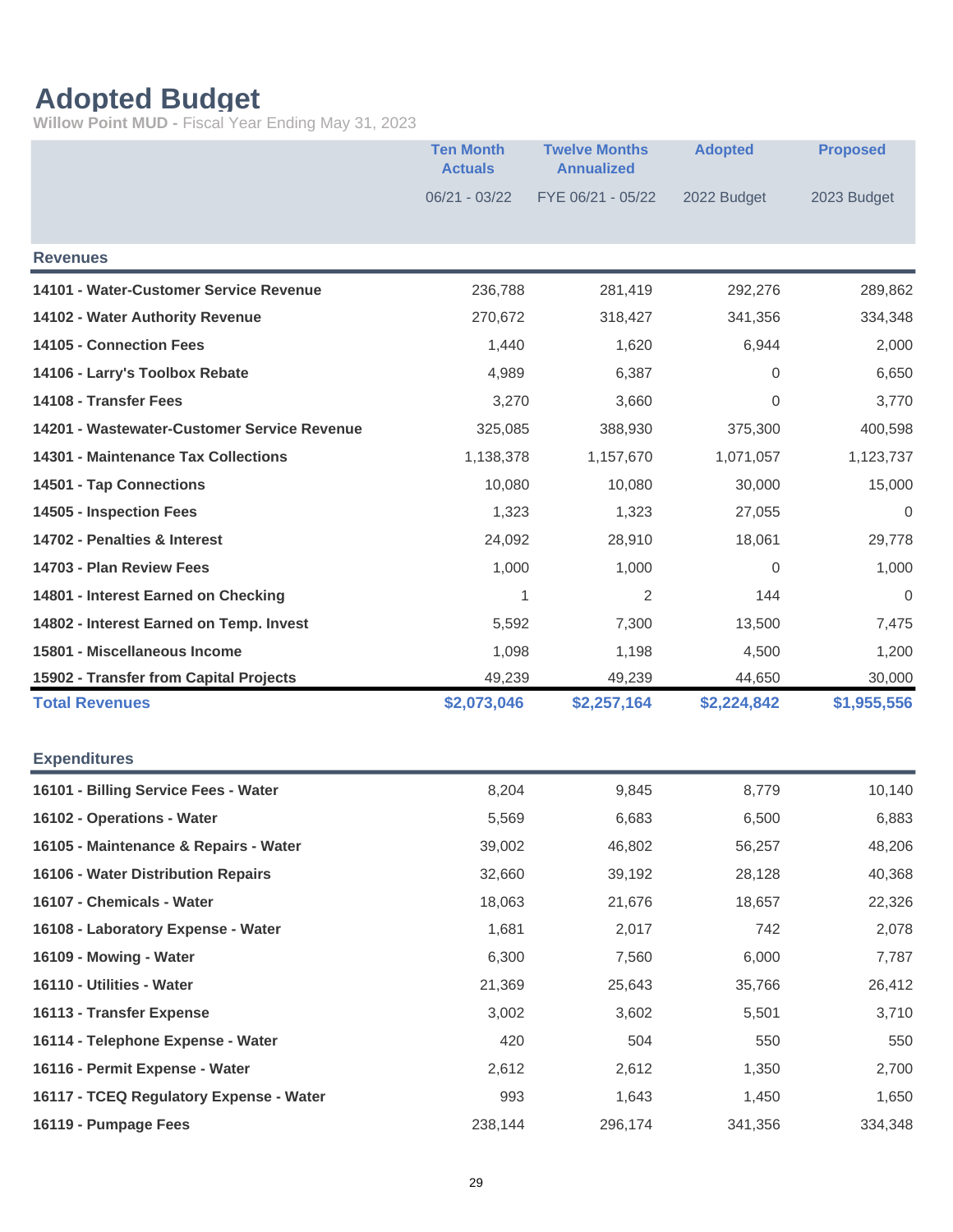# Adopted Budget

Willow Point MUD - Fiscal Year Ending May 31, 2023

| | Ten Month Actuals | Twelve Months Annualized | Adopted | Proposed |
|---|---|---|---|---|
| | 06/21 - 03/22 | FYE 06/21 - 05/22 | 2022 Budget | 2023 Budget |
| **Revenues** | | | | |
| **14101 - Water-Customer Service Revenue** | 236,788 | 281,419 | 292,276 | 289,862 |
| **14102 - Water Authority Revenue** | 270,672 | 318,427 | 341,356 | 334,348 |
| **14105 - Connection Fees** | 1,440 | 1,620 | 6,944 | 2,000 |
| **14106 - Larry's Toolbox Rebate** | 4,989 | 6,387 | 0 | 6,650 |
| **14108 - Transfer Fees** | 3,270 | 3,660 | 0 | 3,770 |
| **14201 - Wastewater-Customer Service Revenue** | 325,085 | 388,930 | 375,300 | 400,598 |
| **14301 - Maintenance Tax Collections** | 1,138,378 | 1,157,670 | 1,071,057 | 1,123,737 |
| **14501 - Tap Connections** | 10,080 | 10,080 | 30,000 | 15,000 |
| **14505 - Inspection Fees** | 1,323 | 1,323 | 27,055 | 0 |
| **14702 - Penalties & Interest** | 24,092 | 28,910 | 18,061 | 29,778 |
| **14703 - Plan Review Fees** | 1,000 | 1,000 | 0 | 1,000 |
| **14801 - Interest Earned on Checking** | 1 | 2 | 144 | 0 |
| **14802 - Interest Earned on Temp. Invest** | 5,592 | 7,300 | 13,500 | 7,475 |
| **15801 - Miscellaneous Income** | 1,098 | 1,198 | 4,500 | 1,200 |
| **15902 - Transfer from Capital Projects** | 49,239 | 49,239 | 44,650 | 30,000 |
| **Total Revenues** | **$2,073,046** | **$2,257,164** | **$2,224,842** | **$1,955,556** |
| **Expenditures** | | | | |
| **16101 - Billing Service Fees - Water** | 8,204 | 9,845 | 8,779 | 10,140 |
| **16102 - Operations - Water** | 5,569 | 6,683 | 6,500 | 6,883 |
| **16105 - Maintenance & Repairs - Water** | 39,002 | 46,802 | 56,257 | 48,206 |
| **16106 - Water Distribution Repairs** | 32,660 | 39,192 | 28,128 | 40,368 |
| **16107 - Chemicals - Water** | 18,063 | 21,676 | 18,657 | 22,326 |
| **16108 - Laboratory Expense - Water** | 1,681 | 2,017 | 742 | 2,078 |
| **16109 - Mowing - Water** | 6,300 | 7,560 | 6,000 | 7,787 |
| **16110 - Utilities - Water** | 21,369 | 25,643 | 35,766 | 26,412 |
| **16113 - Transfer Expense** | 3,002 | 3,602 | 5,501 | 3,710 |
| **16114 - Telephone Expense - Water** | 420 | 504 | 550 | 550 |
| **16116 - Permit Expense - Water** | 2,612 | 2,612 | 1,350 | 2,700 |
| **16117 - TCEQ Regulatory Expense - Water** | 993 | 1,643 | 1,450 | 1,650 |
| **16119 - Pumpage Fees** | 238,144 | 296,174 | 341,356 | 334,348 |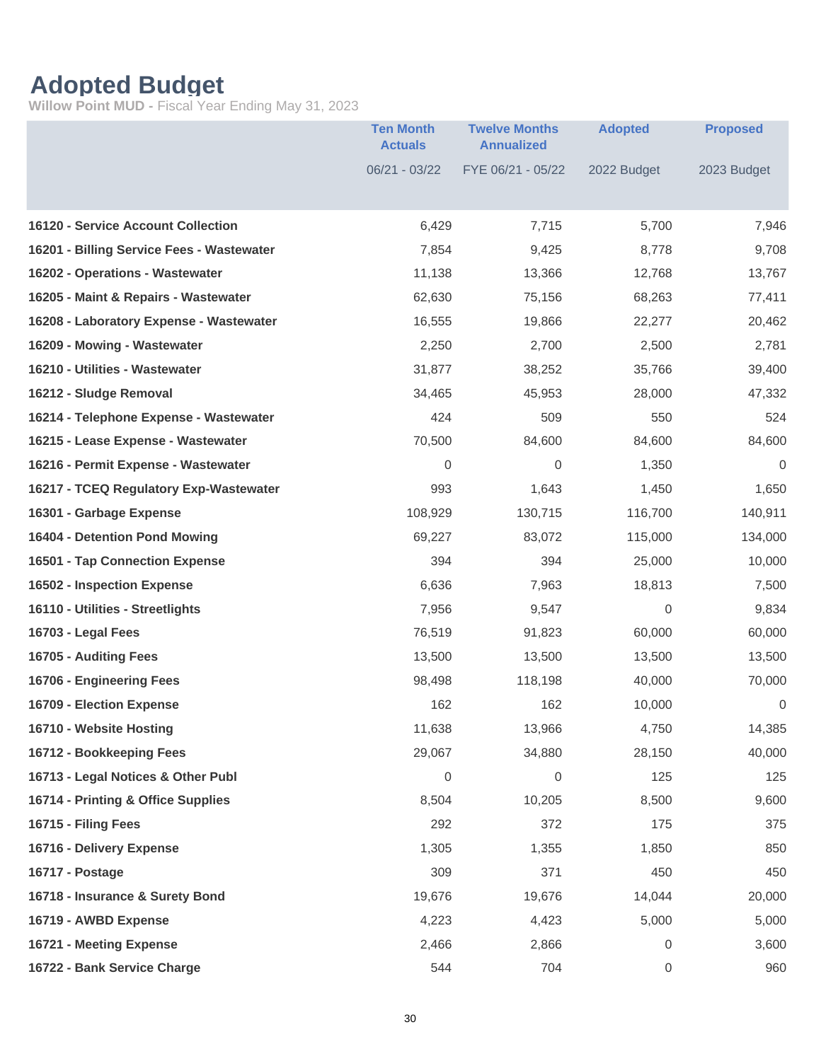# Adopted Budget

**Willow Point MUD -** Fiscal Year Ending May 31, 2023

| | Ten Month Actuals 06/21 - 03/22 | Twelve Months Annualized FYE 06/21 - 05/22 | Adopted 2022 Budget | Proposed 2023 Budget |
|---|---|---|---|---|
| **16120 - Service Account Collection** | 6,429 | 7,715 | 5,700 | 7,946 |
| **16201 - Billing Service Fees - Wastewater** | 7,854 | 9,425 | 8,778 | 9,708 |
| **16202 - Operations - Wastewater** | 11,138 | 13,366 | 12,768 | 13,767 |
| **16205 - Maint & Repairs - Wastewater** | 62,630 | 75,156 | 68,263 | 77,411 |
| **16208 - Laboratory Expense - Wastewater** | 16,555 | 19,866 | 22,277 | 20,462 |
| **16209 - Mowing - Wastewater** | 2,250 | 2,700 | 2,500 | 2,781 |
| **16210 - Utilities - Wastewater** | 31,877 | 38,252 | 35,766 | 39,400 |
| **16212 - Sludge Removal** | 34,465 | 45,953 | 28,000 | 47,332 |
| **16214 - Telephone Expense - Wastewater** | 424 | 509 | 550 | 524 |
| **16215 - Lease Expense - Wastewater** | 70,500 | 84,600 | 84,600 | 84,600 |
| **16216 - Permit Expense - Wastewater** | 0 | 0 | 1,350 | 0 |
| **16217 - TCEQ Regulatory Exp-Wastewater** | 993 | 1,643 | 1,450 | 1,650 |
| **16301 - Garbage Expense** | 108,929 | 130,715 | 116,700 | 140,911 |
| **16404 - Detention Pond Mowing** | 69,227 | 83,072 | 115,000 | 134,000 |
| **16501 - Tap Connection Expense** | 394 | 394 | 25,000 | 10,000 |
| **16502 - Inspection Expense** | 6,636 | 7,963 | 18,813 | 7,500 |
| **16110 - Utilities - Streetlights** | 7,956 | 9,547 | 0 | 9,834 |
| **16703 - Legal Fees** | 76,519 | 91,823 | 60,000 | 60,000 |
| **16705 - Auditing Fees** | 13,500 | 13,500 | 13,500 | 13,500 |
| **16706 - Engineering Fees** | 98,498 | 118,198 | 40,000 | 70,000 |
| **16709 - Election Expense** | 162 | 162 | 10,000 | 0 |
| **16710 - Website Hosting** | 11,638 | 13,966 | 4,750 | 14,385 |
| **16712 - Bookkeeping Fees** | 29,067 | 34,880 | 28,150 | 40,000 |
| **16713 - Legal Notices & Other Publ** | 0 | 0 | 125 | 125 |
| **16714 - Printing & Office Supplies** | 8,504 | 10,205 | 8,500 | 9,600 |
| **16715 - Filing Fees** | 292 | 372 | 175 | 375 |
| **16716 - Delivery Expense** | 1,305 | 1,355 | 1,850 | 850 |
| **16717 - Postage** | 309 | 371 | 450 | 450 |
| **16718 - Insurance & Surety Bond** | 19,676 | 19,676 | 14,044 | 20,000 |
| **16719 - AWBD Expense** | 4,223 | 4,423 | 5,000 | 5,000 |
| **16721 - Meeting Expense** | 2,466 | 2,866 | 0 | 3,600 |
| **16722 - Bank Service Charge** | 544 | 704 | 0 | 960 |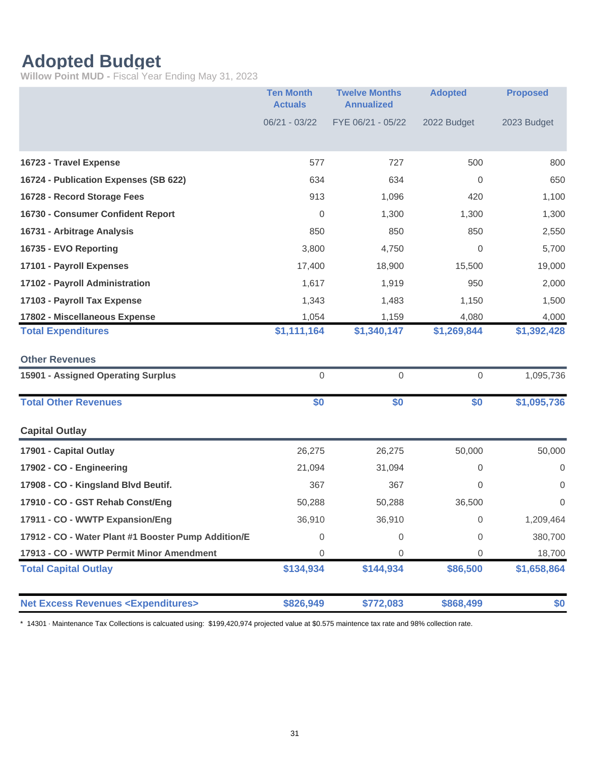# Adopted Budget

**Willow Point MUD -** Fiscal Year Ending May 31, 2023

| | Ten Month Actuals<br>06/21 - 03/22 | Twelve Months Annualized<br>FYE 06/21 - 05/22 | Adopted<br>2022 Budget | Proposed<br>2023 Budget |
|---|---|---|---|---|
| **16723 - Travel Expense** | 577 | 727 | 500 | 800 |
| **16724 - Publication Expenses (SB 622)** | 634 | 634 | 0 | 650 |
| **16728 - Record Storage Fees** | 913 | 1,096 | 420 | 1,100 |
| **16730 - Consumer Confident Report** | 0 | 1,300 | 1,300 | 1,300 |
| **16731 - Arbitrage Analysis** | 850 | 850 | 850 | 2,550 |
| **16735 - EVO Reporting** | 3,800 | 4,750 | 0 | 5,700 |
| **17101 - Payroll Expenses** | 17,400 | 18,900 | 15,500 | 19,000 |
| **17102 - Payroll Administration** | 1,617 | 1,919 | 950 | 2,000 |
| **17103 - Payroll Tax Expense** | 1,343 | 1,483 | 1,150 | 1,500 |
| **17802 - Miscellaneous Expense** | 1,054 | 1,159 | 4,080 | 4,000 |
| **Total Expenditures** | **$1,111,164** | **$1,340,147** | **$1,269,844** | **$1,392,428** |
| **Other Revenues** | | | | |
| **15901 - Assigned Operating Surplus** | 0 | 0 | 0 | 1,095,736 |
| **Total Other Revenues** | **$0** | **$0** | **$0** | **$1,095,736** |
| **Capital Outlay** | | | | |
| **17901 - Capital Outlay** | 26,275 | 26,275 | 50,000 | 50,000 |
| **17902 - CO - Engineering** | 21,094 | 31,094 | 0 | 0 |
| **17908 - CO - Kingsland Blvd Beutif.** | 367 | 367 | 0 | 0 |
| **17910 - CO - GST Rehab Const/Eng** | 50,288 | 50,288 | 36,500 | 0 |
| **17911 - CO - WWTP Expansion/Eng** | 36,910 | 36,910 | 0 | 1,209,464 |
| **17912 - CO - Water Plant #1 Booster Pump Addition/E** | 0 | 0 | 0 | 380,700 |
| **17913 - CO - WWTP Permit Minor Amendment** | 0 | 0 | 0 | 18,700 |
| **Total Capital Outlay** | **$134,934** | **$144,934** | **$86,500** | **$1,658,864** |
| **Net Excess Revenues <Expenditures>** | **$826,949** | **$772,083** | **$868,499** | **$0** |

* 14301 · Maintenance Tax Collections is calcuated using: $199,420,974 projected value at $0.575 maintence tax rate and 98% collection rate.